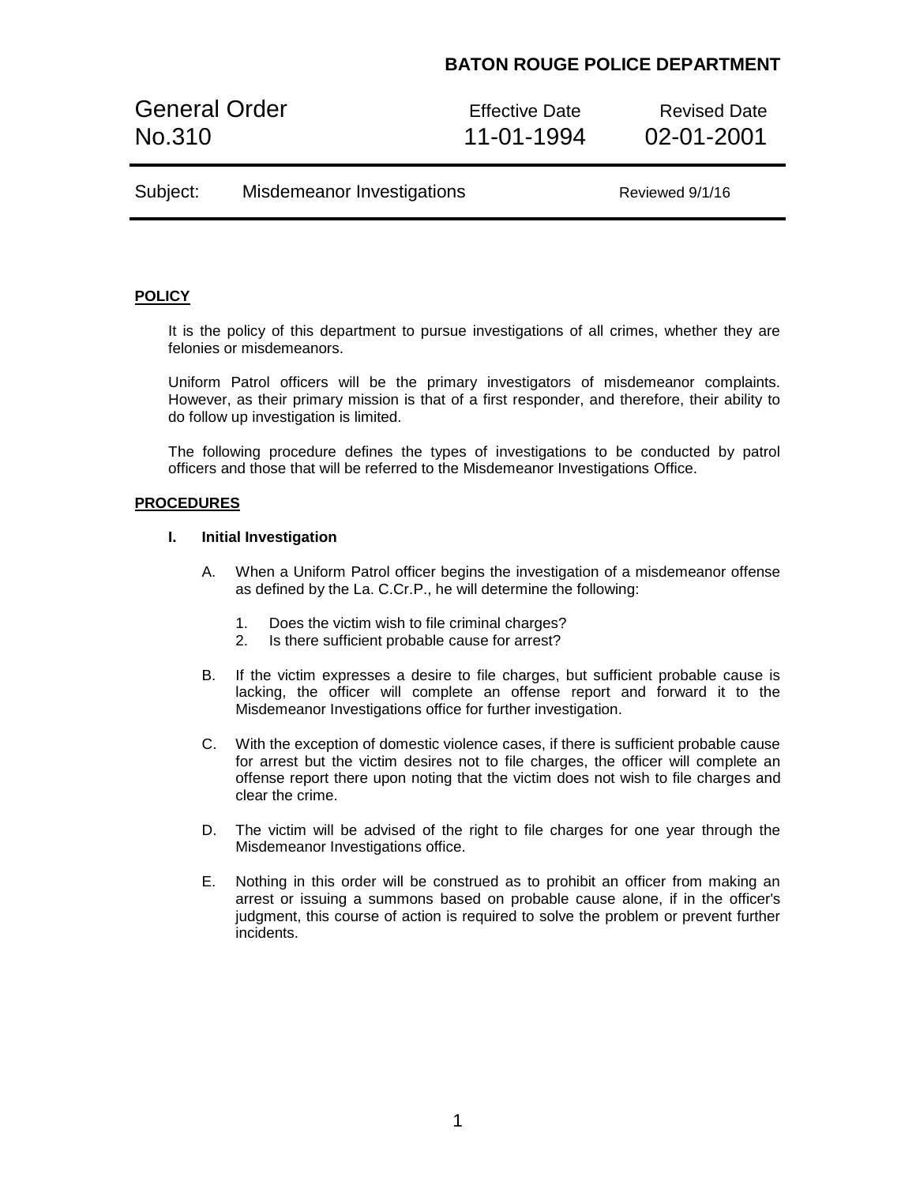**BATON ROUGE POLICE DEPARTMENT**

| General Order No.310 | Effective Date 11-01-1994 | Revised Date 02-01-2001 |
| --- | --- | --- |
| Subject: Misdemeanor Investigations | | Reviewed 9/1/16 |

## POLICY

It is the policy of this department to pursue investigations of all crimes, whether they are felonies or misdemeanors.

Uniform Patrol officers will be the primary investigators of misdemeanor complaints. However, as their primary mission is that of a first responder, and therefore, their ability to do follow up investigation is limited.

The following procedure defines the types of investigations to be conducted by patrol officers and those that will be referred to the Misdemeanor Investigations Office.

## PROCEDURES

### I. Initial Investigation

A. When a Uniform Patrol officer begins the investigation of a misdemeanor offense as defined by the La. C.Cr.P., he will determine the following:

1. Does the victim wish to file criminal charges?
2. Is there sufficient probable cause for arrest?

B. If the victim expresses a desire to file charges, but sufficient probable cause is lacking, the officer will complete an offense report and forward it to the Misdemeanor Investigations office for further investigation.

C. With the exception of domestic violence cases, if there is sufficient probable cause for arrest but the victim desires not to file charges, the officer will complete an offense report there upon noting that the victim does not wish to file charges and clear the crime.

D. The victim will be advised of the right to file charges for one year through the Misdemeanor Investigations office.

E. Nothing in this order will be construed as to prohibit an officer from making an arrest or issuing a summons based on probable cause alone, if in the officer's judgment, this course of action is required to solve the problem or prevent further incidents.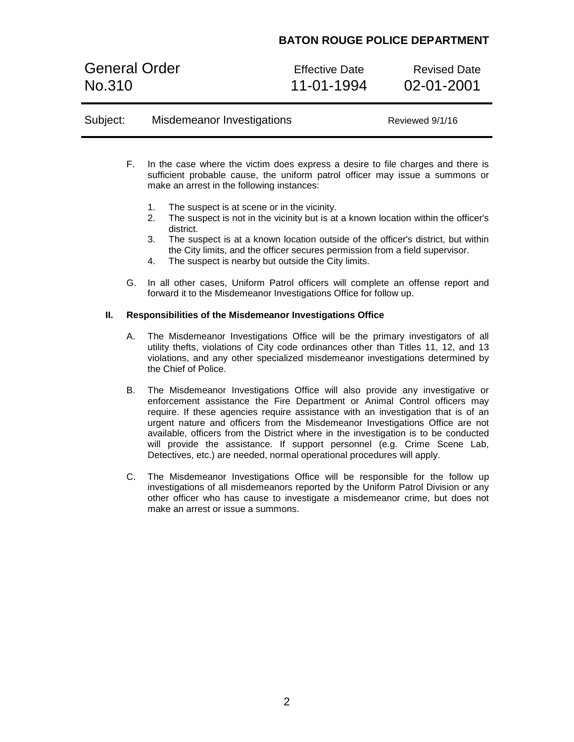F. In the case where the victim does express a desire to file charges and there is sufficient probable cause, the uniform patrol officer may issue a summons or make an arrest in the following instances:

   1. The suspect is at scene or in the vicinity.
   2. The suspect is not in the vicinity but is at a known location within the officer's district.
   3. The suspect is at a known location outside of the officer's district, but within the City limits, and the officer secures permission from a field supervisor.
   4. The suspect is nearby but outside the City limits.

G. In all other cases, Uniform Patrol officers will complete an offense report and forward it to the Misdemeanor Investigations Office for follow up.

**II. Responsibilities of the Misdemeanor Investigations Office**

A. The Misdemeanor Investigations Office will be the primary investigators of all utility thefts, violations of City code ordinances other than Titles 11, 12, and 13 violations, and any other specialized misdemeanor investigations determined by the Chief of Police.

B. The Misdemeanor Investigations Office will also provide any investigative or enforcement assistance the Fire Department or Animal Control officers may require. If these agencies require assistance with an investigation that is of an urgent nature and officers from the Misdemeanor Investigations Office are not available, officers from the District where in the investigation is to be conducted will provide the assistance. If support personnel (e.g. Crime Scene Lab, Detectives, etc.) are needed, normal operational procedures will apply.

C. The Misdemeanor Investigations Office will be responsible for the follow up investigations of all misdemeanors reported by the Uniform Patrol Division or any other officer who has cause to investigate a misdemeanor crime, but does not make an arrest or issue a summons.